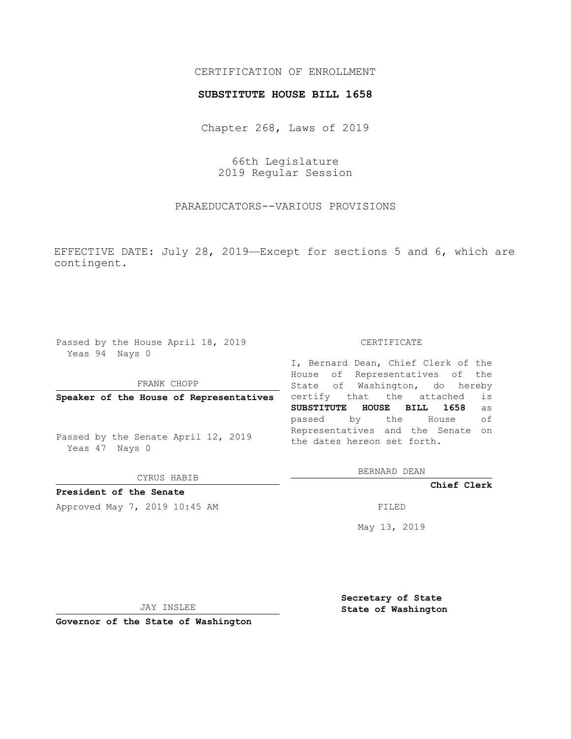CERTIFICATION OF ENROLLMENT

**SUBSTITUTE HOUSE BILL 1658**

Chapter 268, Laws of 2019

66th Legislature
2019 Regular Session

PARAEDUCATORS--VARIOUS PROVISIONS

EFFECTIVE DATE: July 28, 2019—Except for sections 5 and 6, which are contingent.

Passed by the House April 18, 2019
Yeas 94 Nays 0

FRANK CHOPP

**Speaker of the House of Representatives**

Passed by the Senate April 12, 2019
Yeas 47 Nays 0

CYRUS HABIB

**President of the Senate**

Approved May 7, 2019 10:45 AM

JAY INSLEE

**Governor of the State of Washington**

CERTIFICATE

I, Bernard Dean, Chief Clerk of the House of Representatives of the State of Washington, do hereby certify that the attached is **SUBSTITUTE HOUSE BILL 1658** as passed by the House of Representatives and the Senate on the dates hereon set forth.

BERNARD DEAN

**Chief Clerk**

FILED

May 13, 2019

**Secretary of State**
**State of Washington**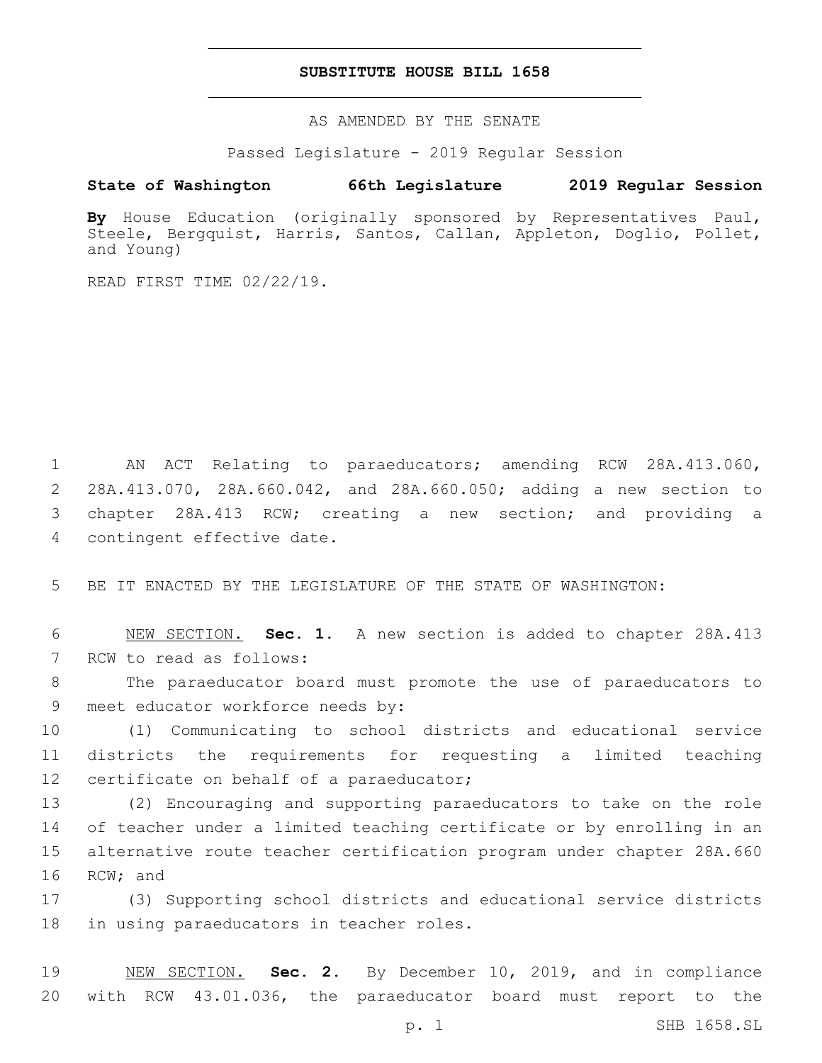# SUBSTITUTE HOUSE BILL 1658

AS AMENDED BY THE SENATE

Passed Legislature - 2019 Regular Session

**State of Washington 66th Legislature 2019 Regular Session**

**By** House Education (originally sponsored by Representatives Paul, Steele, Bergquist, Harris, Santos, Callan, Appleton, Doglio, Pollet, and Young)

READ FIRST TIME 02/22/19.

1 AN ACT Relating to paraeducators; amending RCW 28A.413.060, 2 28A.413.070, 28A.660.042, and 28A.660.050; adding a new section to 3 chapter 28A.413 RCW; creating a new section; and providing a 4 contingent effective date.

5 BE IT ENACTED BY THE LEGISLATURE OF THE STATE OF WASHINGTON:

6 NEW SECTION. **Sec. 1.** A new section is added to chapter 28A.413 7 RCW to read as follows:

8 The paraeducator board must promote the use of paraeducators to 9 meet educator workforce needs by:

10 (1) Communicating to school districts and educational service 11 districts the requirements for requesting a limited teaching 12 certificate on behalf of a paraeducator;

13 (2) Encouraging and supporting paraeducators to take on the role 14 of teacher under a limited teaching certificate or by enrolling in an 15 alternative route teacher certification program under chapter 28A.660 16 RCW; and

17 (3) Supporting school districts and educational service districts 18 in using paraeducators in teacher roles.

19 NEW SECTION. **Sec. 2.** By December 10, 2019, and in compliance 20 with RCW 43.01.036, the paraeducator board must report to the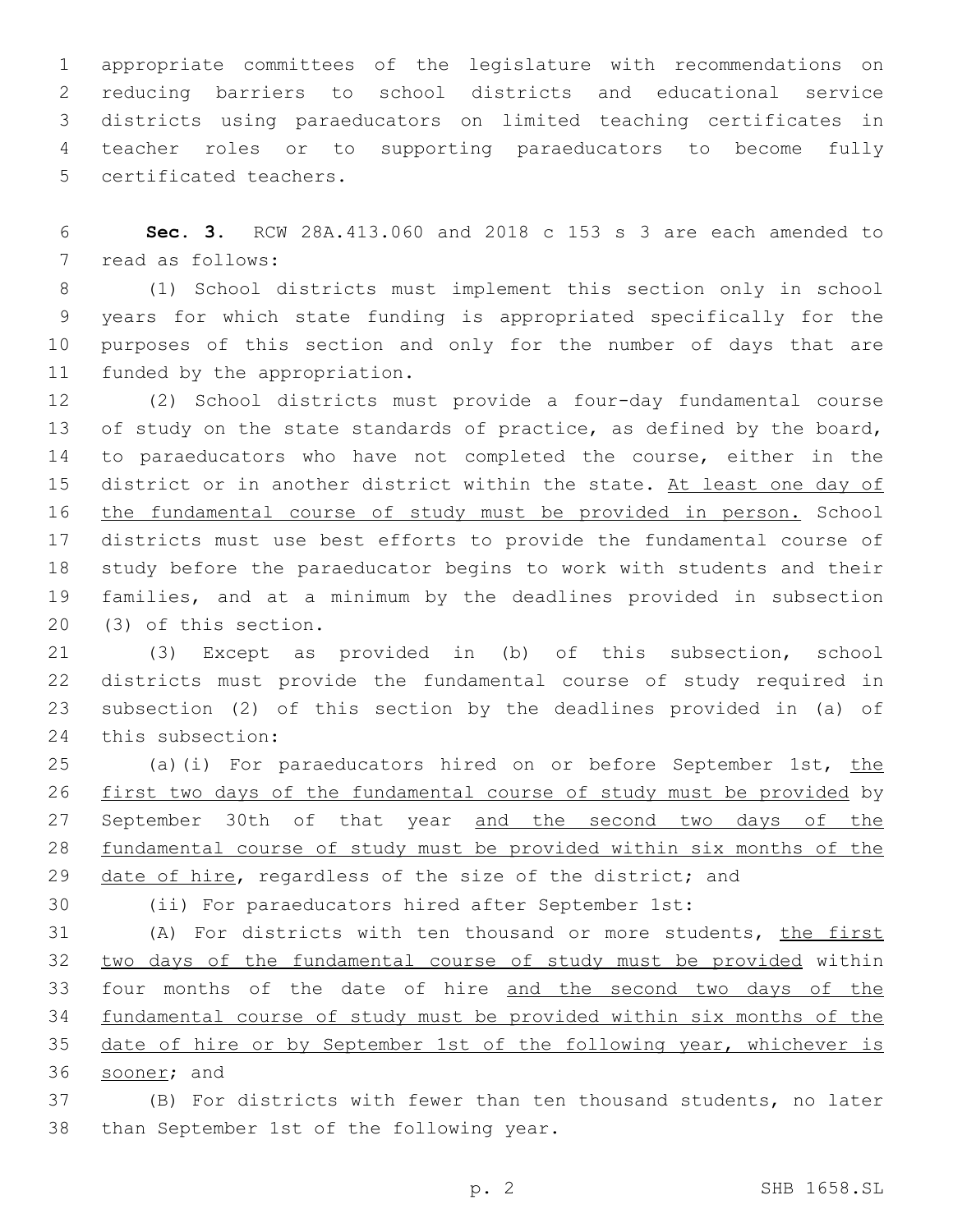appropriate committees of the legislature with recommendations on reducing barriers to school districts and educational service districts using paraeducators on limited teaching certificates in teacher roles or to supporting paraeducators to become fully certificated teachers.

**Sec. 3.** RCW 28A.413.060 and 2018 c 153 s 3 are each amended to read as follows:

(1) School districts must implement this section only in school years for which state funding is appropriated specifically for the purposes of this section and only for the number of days that are funded by the appropriation.

(2) School districts must provide a four-day fundamental course of study on the state standards of practice, as defined by the board, to paraeducators who have not completed the course, either in the district or in another district within the state. <u>At least one day of the fundamental course of study must be provided in person.</u> School districts must use best efforts to provide the fundamental course of study before the paraeducator begins to work with students and their families, and at a minimum by the deadlines provided in subsection (3) of this section.

(3) Except as provided in (b) of this subsection, school districts must provide the fundamental course of study required in subsection (2) of this section by the deadlines provided in (a) of this subsection:

(a)(i) For paraeducators hired on or before September 1st, <u>the first two days of the fundamental course of study must be provided</u> by September 30th of that year <u>and the second two days of the fundamental course of study must be provided within six months of the date of hire</u>, regardless of the size of the district; and

(ii) For paraeducators hired after September 1st:

(A) For districts with ten thousand or more students, <u>the first two days of the fundamental course of study must be provided</u> within four months of the date of hire <u>and the second two days of the fundamental course of study must be provided within six months of the date of hire or by September 1st of the following year, whichever is sooner</u>; and

(B) For districts with fewer than ten thousand students, no later than September 1st of the following year.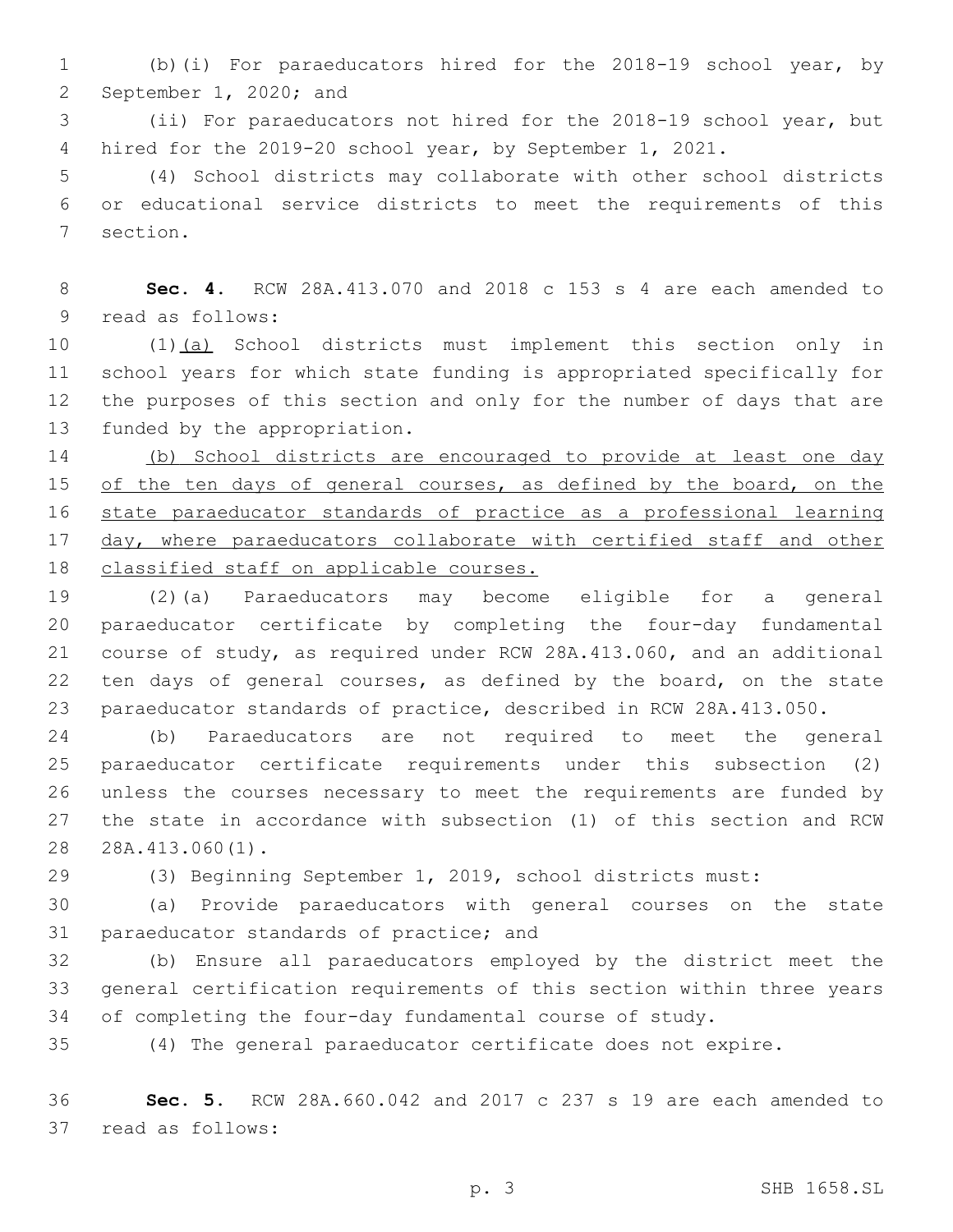(b)(i) For paraeducators hired for the 2018-19 school year, by September 1, 2020; and

(ii) For paraeducators not hired for the 2018-19 school year, but hired for the 2019-20 school year, by September 1, 2021.

(4) School districts may collaborate with other school districts or educational service districts to meet the requirements of this section.

**Sec. 4.** RCW 28A.413.070 and 2018 c 153 s 4 are each amended to read as follows:

(1)<u>(a)</u> School districts must implement this section only in school years for which state funding is appropriated specifically for the purposes of this section and only for the number of days that are funded by the appropriation.

<u>(b) School districts are encouraged to provide at least one day of the ten days of general courses, as defined by the board, on the state paraeducator standards of practice as a professional learning day, where paraeducators collaborate with certified staff and other classified staff on applicable courses.</u>

(2)(a) Paraeducators may become eligible for a general paraeducator certificate by completing the four-day fundamental course of study, as required under RCW 28A.413.060, and an additional ten days of general courses, as defined by the board, on the state paraeducator standards of practice, described in RCW 28A.413.050.

(b) Paraeducators are not required to meet the general paraeducator certificate requirements under this subsection (2) unless the courses necessary to meet the requirements are funded by the state in accordance with subsection (1) of this section and RCW 28A.413.060(1).

(3) Beginning September 1, 2019, school districts must:

(a) Provide paraeducators with general courses on the state paraeducator standards of practice; and

(b) Ensure all paraeducators employed by the district meet the general certification requirements of this section within three years of completing the four-day fundamental course of study.

(4) The general paraeducator certificate does not expire.

**Sec. 5.** RCW 28A.660.042 and 2017 c 237 s 19 are each amended to read as follows: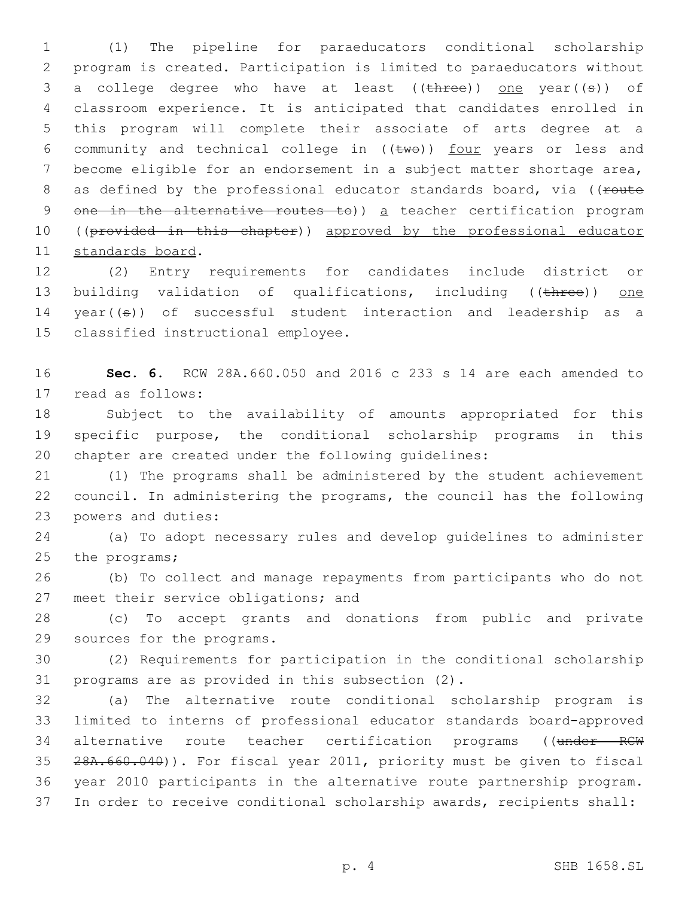(1) The pipeline for paraeducators conditional scholarship program is created. Participation is limited to paraeducators without a college degree who have at least ((~~three~~)) one year((~~s~~)) of classroom experience. It is anticipated that candidates enrolled in this program will complete their associate of arts degree at a community and technical college in ((~~two~~)) four years or less and become eligible for an endorsement in a subject matter shortage area, as defined by the professional educator standards board, via ((~~route one in the alternative routes to~~)) a teacher certification program ((~~provided in this chapter~~)) approved by the professional educator standards board.

(2) Entry requirements for candidates include district or building validation of qualifications, including ((~~three~~)) one year((~~s~~)) of successful student interaction and leadership as a classified instructional employee.

**Sec. 6.** RCW 28A.660.050 and 2016 c 233 s 14 are each amended to read as follows:

Subject to the availability of amounts appropriated for this specific purpose, the conditional scholarship programs in this chapter are created under the following guidelines:

(1) The programs shall be administered by the student achievement council. In administering the programs, the council has the following powers and duties:

(a) To adopt necessary rules and develop guidelines to administer the programs;

(b) To collect and manage repayments from participants who do not meet their service obligations; and

(c) To accept grants and donations from public and private sources for the programs.

(2) Requirements for participation in the conditional scholarship programs are as provided in this subsection (2).

(a) The alternative route conditional scholarship program is limited to interns of professional educator standards board-approved alternative route teacher certification programs ((~~under RCW 28A.660.040~~)). For fiscal year 2011, priority must be given to fiscal year 2010 participants in the alternative route partnership program. In order to receive conditional scholarship awards, recipients shall: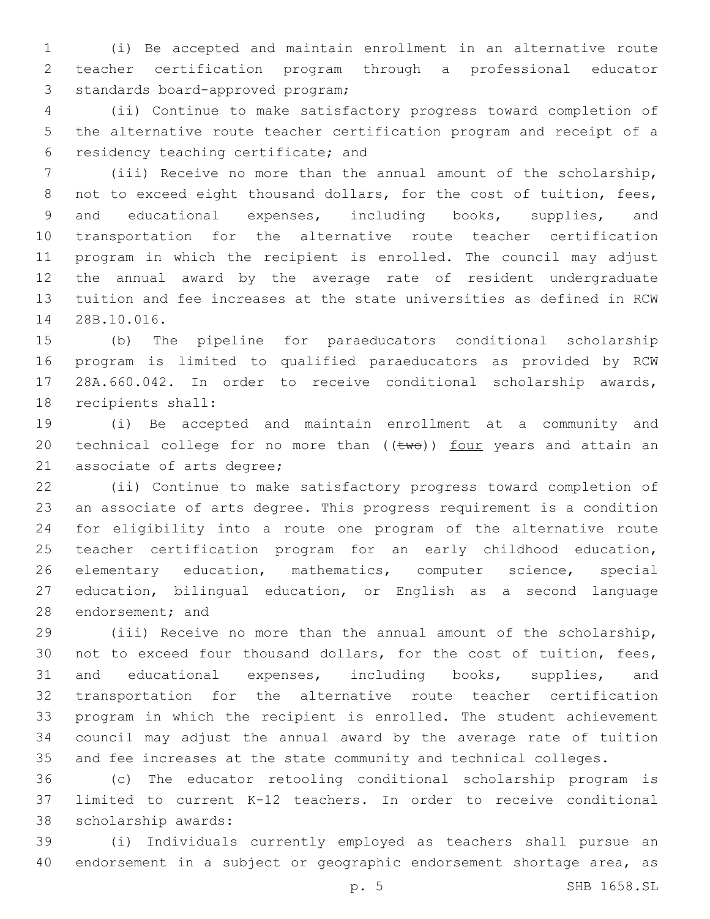(i) Be accepted and maintain enrollment in an alternative route teacher certification program through a professional educator standards board-approved program;

(ii) Continue to make satisfactory progress toward completion of the alternative route teacher certification program and receipt of a residency teaching certificate; and

(iii) Receive no more than the annual amount of the scholarship, not to exceed eight thousand dollars, for the cost of tuition, fees, and educational expenses, including books, supplies, and transportation for the alternative route teacher certification program in which the recipient is enrolled. The council may adjust the annual award by the average rate of resident undergraduate tuition and fee increases at the state universities as defined in RCW 28B.10.016.

(b) The pipeline for paraeducators conditional scholarship program is limited to qualified paraeducators as provided by RCW 28A.660.042. In order to receive conditional scholarship awards, recipients shall:

(i) Be accepted and maintain enrollment at a community and technical college for no more than ((~~two~~)) <u>four</u> years and attain an associate of arts degree;

(ii) Continue to make satisfactory progress toward completion of an associate of arts degree. This progress requirement is a condition for eligibility into a route one program of the alternative route teacher certification program for an early childhood education, elementary education, mathematics, computer science, special education, bilingual education, or English as a second language endorsement; and

(iii) Receive no more than the annual amount of the scholarship, not to exceed four thousand dollars, for the cost of tuition, fees, and educational expenses, including books, supplies, and transportation for the alternative route teacher certification program in which the recipient is enrolled. The student achievement council may adjust the annual award by the average rate of tuition and fee increases at the state community and technical colleges.

(c) The educator retooling conditional scholarship program is limited to current K-12 teachers. In order to receive conditional scholarship awards:

(i) Individuals currently employed as teachers shall pursue an endorsement in a subject or geographic endorsement shortage area, as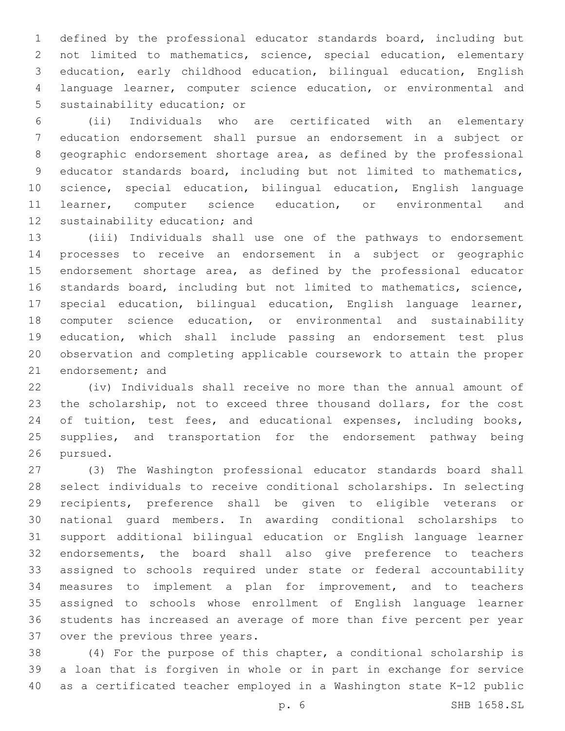defined by the professional educator standards board, including but not limited to mathematics, science, special education, elementary education, early childhood education, bilingual education, English language learner, computer science education, or environmental and sustainability education; or

(ii) Individuals who are certificated with an elementary education endorsement shall pursue an endorsement in a subject or geographic endorsement shortage area, as defined by the professional educator standards board, including but not limited to mathematics, science, special education, bilingual education, English language learner, computer science education, or environmental and sustainability education; and

(iii) Individuals shall use one of the pathways to endorsement processes to receive an endorsement in a subject or geographic endorsement shortage area, as defined by the professional educator standards board, including but not limited to mathematics, science, special education, bilingual education, English language learner, computer science education, or environmental and sustainability education, which shall include passing an endorsement test plus observation and completing applicable coursework to attain the proper endorsement; and

(iv) Individuals shall receive no more than the annual amount of the scholarship, not to exceed three thousand dollars, for the cost of tuition, test fees, and educational expenses, including books, supplies, and transportation for the endorsement pathway being pursued.

(3) The Washington professional educator standards board shall select individuals to receive conditional scholarships. In selecting recipients, preference shall be given to eligible veterans or national guard members. In awarding conditional scholarships to support additional bilingual education or English language learner endorsements, the board shall also give preference to teachers assigned to schools required under state or federal accountability measures to implement a plan for improvement, and to teachers assigned to schools whose enrollment of English language learner students has increased an average of more than five percent per year over the previous three years.

(4) For the purpose of this chapter, a conditional scholarship is a loan that is forgiven in whole or in part in exchange for service as a certificated teacher employed in a Washington state K-12 public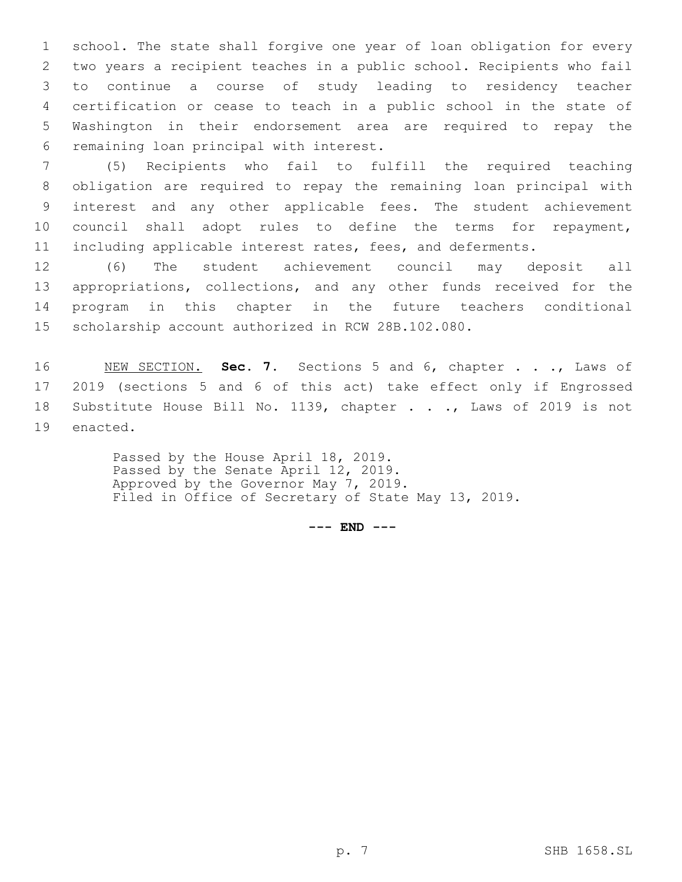school. The state shall forgive one year of loan obligation for every two years a recipient teaches in a public school. Recipients who fail to continue a course of study leading to residency teacher certification or cease to teach in a public school in the state of Washington in their endorsement area are required to repay the remaining loan principal with interest.

(5) Recipients who fail to fulfill the required teaching obligation are required to repay the remaining loan principal with interest and any other applicable fees. The student achievement council shall adopt rules to define the terms for repayment, including applicable interest rates, fees, and deferments.

(6) The student achievement council may deposit all appropriations, collections, and any other funds received for the program in this chapter in the future teachers conditional scholarship account authorized in RCW 28B.102.080.

NEW SECTION. **Sec. 7.** Sections 5 and 6, chapter . . ., Laws of 2019 (sections 5 and 6 of this act) take effect only if Engrossed Substitute House Bill No. 1139, chapter . . ., Laws of 2019 is not enacted.

Passed by the House April 18, 2019.
Passed by the Senate April 12, 2019.
Approved by the Governor May 7, 2019.
Filed in Office of Secretary of State May 13, 2019.

**--- END ---**